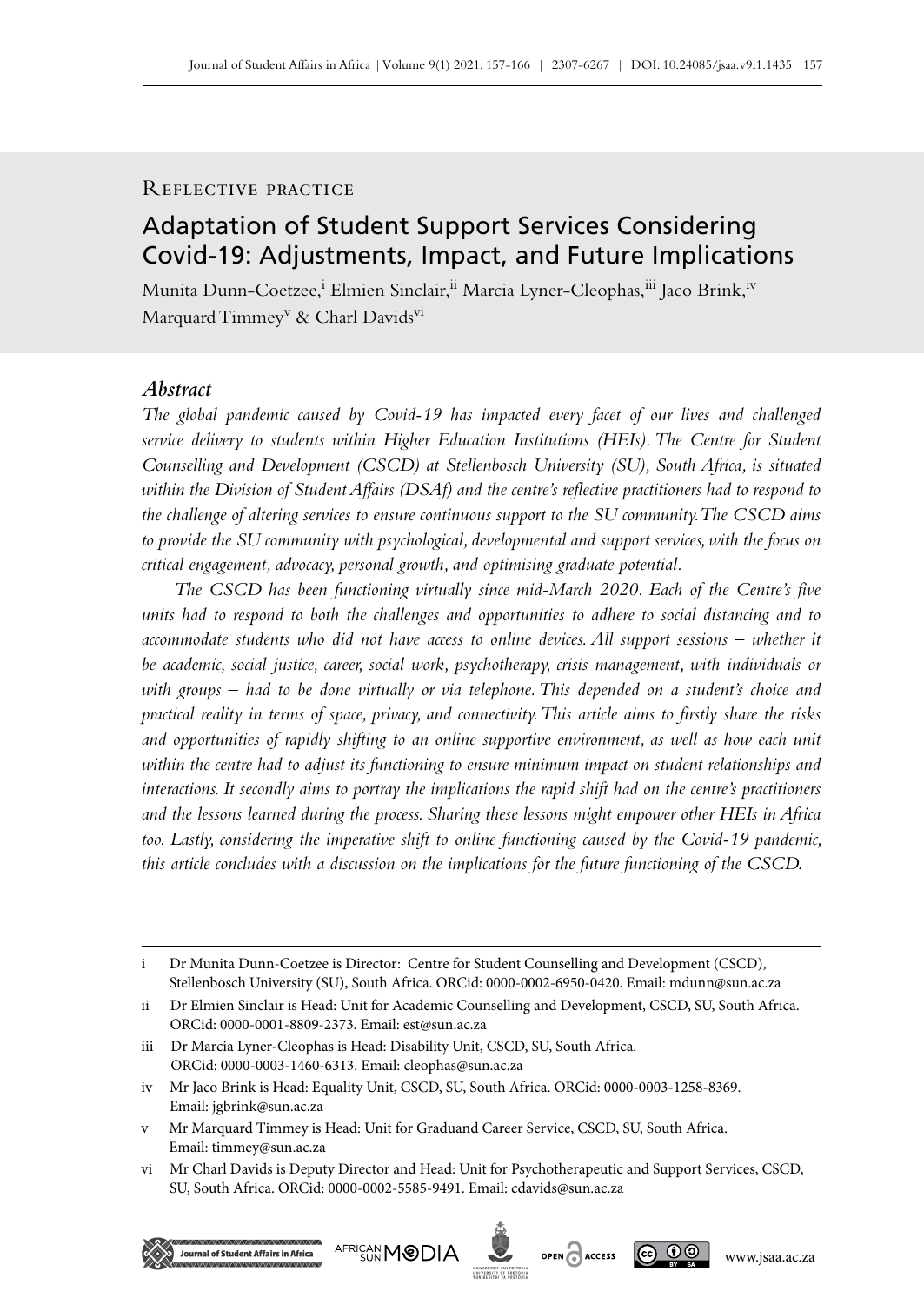Reflective practice

# Adaptation of Student Support Services Considering Covid-19: Adjustments, Impact, and Future Implications

Munita Dunn-Coetzee,[i] Elmien Sinclair,[ii] Marcia Lyner-Cleophas,[iii] Jaco Brink,[iv] Marquard Timmey[v] & Charl Davids[vi]

## *Abstract*

*The global pandemic caused by Covid-19 has impacted every facet of our lives and challenged service delivery to students within Higher Education Institutions (HEIs). The Centre for Student Counselling and Development (CSCD) at Stellenbosch University (SU), South Africa, is situated within the Division of Student Affairs (DSAf) and the centre's reflective practitioners had to respond to the challenge of altering services to ensure continuous support to the SU community. The CSCD aims to provide the SU community with psychological, developmental and support services, with the focus on critical engagement, advocacy, personal growth, and optimising graduate potential.*

*The CSCD has been functioning virtually since mid-March 2020. Each of the Centre's five units had to respond to both the challenges and opportunities to adhere to social distancing and to accommodate students who did not have access to online devices. All support sessions – whether it be academic, social justice, career, social work, psychotherapy, crisis management, with individuals or with groups – had to be done virtually or via telephone. This depended on a student's choice and practical reality in terms of space, privacy, and connectivity. This article aims to firstly share the risks and opportunities of rapidly shifting to an online supportive environment, as well as how each unit within the centre had to adjust its functioning to ensure minimum impact on student relationships and interactions. It secondly aims to portray the implications the rapid shift had on the centre's practitioners and the lessons learned during the process. Sharing these lessons might empower other HEIs in Africa too. Lastly, considering the imperative shift to online functioning caused by the Covid-19 pandemic, this article concludes with a discussion on the implications for the future functioning of the CSCD.*

---

i Dr Munita Dunn-Coetzee is Director: Centre for Student Counselling and Development (CSCD), Stellenbosch University (SU), South Africa. ORCid: 0000-0002-6950-0420. Email: mdunn@sun.ac.za

ii Dr Elmien Sinclair is Head: Unit for Academic Counselling and Development, CSCD, SU, South Africa. ORCid: 0000-0001-8809-2373. Email: est@sun.ac.za

iii Dr Marcia Lyner-Cleophas is Head: Disability Unit, CSCD, SU, South Africa. ORCid: 0000-0003-1460-6313. Email: cleophas@sun.ac.za

iv Mr Jaco Brink is Head: Equality Unit, CSCD, SU, South Africa. ORCid: 0000-0003-1258-8369. Email: jgbrink@sun.ac.za

v Mr Marquard Timmey is Head: Unit for Graduand Career Service, CSCD, SU, South Africa. Email: timmey@sun.ac.za

vi Mr Charl Davids is Deputy Director and Head: Unit for Psychotherapeutic and Support Services, CSCD, SU, South Africa. ORCid: 0000-0002-5585-9491. Email: cdavids@sun.ac.za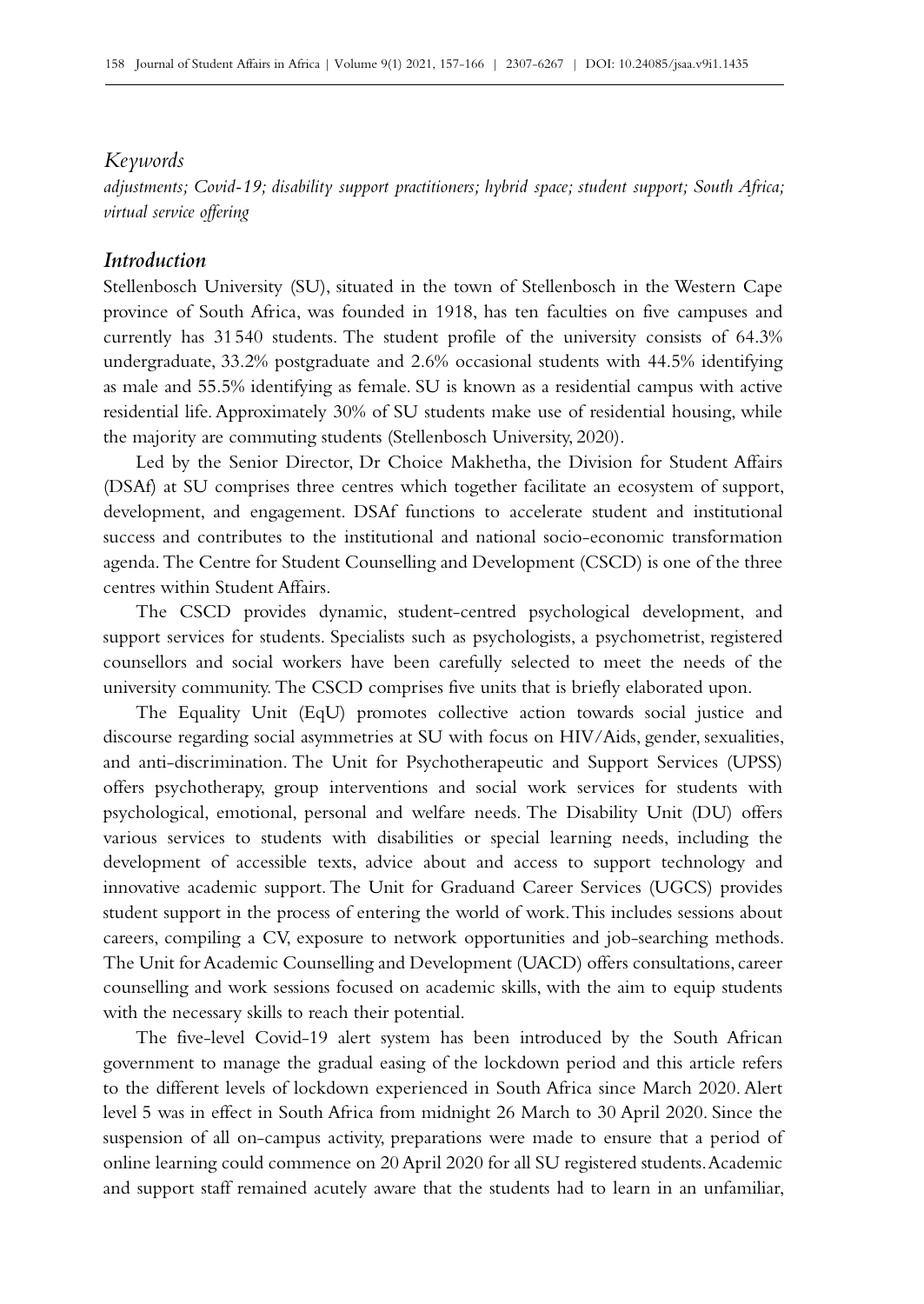*Keywords*

*adjustments; Covid-19; disability support practitioners; hybrid space; student support; South Africa; virtual service offering*

## *Introduction*

Stellenbosch University (SU), situated in the town of Stellenbosch in the Western Cape province of South Africa, was founded in 1918, has ten faculties on five campuses and currently has 31 540 students. The student profile of the university consists of 64.3% undergraduate, 33.2% postgraduate and 2.6% occasional students with 44.5% identifying as male and 55.5% identifying as female. SU is known as a residential campus with active residential life. Approximately 30% of SU students make use of residential housing, while the majority are commuting students (Stellenbosch University, 2020).

Led by the Senior Director, Dr Choice Makhetha, the Division for Student Affairs (DSAf) at SU comprises three centres which together facilitate an ecosystem of support, development, and engagement. DSAf functions to accelerate student and institutional success and contributes to the institutional and national socio-economic transformation agenda. The Centre for Student Counselling and Development (CSCD) is one of the three centres within Student Affairs.

The CSCD provides dynamic, student-centred psychological development, and support services for students. Specialists such as psychologists, a psychometrist, registered counsellors and social workers have been carefully selected to meet the needs of the university community. The CSCD comprises five units that is briefly elaborated upon.

The Equality Unit (EqU) promotes collective action towards social justice and discourse regarding social asymmetries at SU with focus on HIV/Aids, gender, sexualities, and anti-discrimination. The Unit for Psychotherapeutic and Support Services (UPSS) offers psychotherapy, group interventions and social work services for students with psychological, emotional, personal and welfare needs. The Disability Unit (DU) offers various services to students with disabilities or special learning needs, including the development of accessible texts, advice about and access to support technology and innovative academic support. The Unit for Graduand Career Services (UGCS) provides student support in the process of entering the world of work. This includes sessions about careers, compiling a CV, exposure to network opportunities and job-searching methods. The Unit for Academic Counselling and Development (UACD) offers consultations, career counselling and work sessions focused on academic skills, with the aim to equip students with the necessary skills to reach their potential.

The five-level Covid-19 alert system has been introduced by the South African government to manage the gradual easing of the lockdown period and this article refers to the different levels of lockdown experienced in South Africa since March 2020. Alert level 5 was in effect in South Africa from midnight 26 March to 30 April 2020. Since the suspension of all on-campus activity, preparations were made to ensure that a period of online learning could commence on 20 April 2020 for all SU registered students. Academic and support staff remained acutely aware that the students had to learn in an unfamiliar,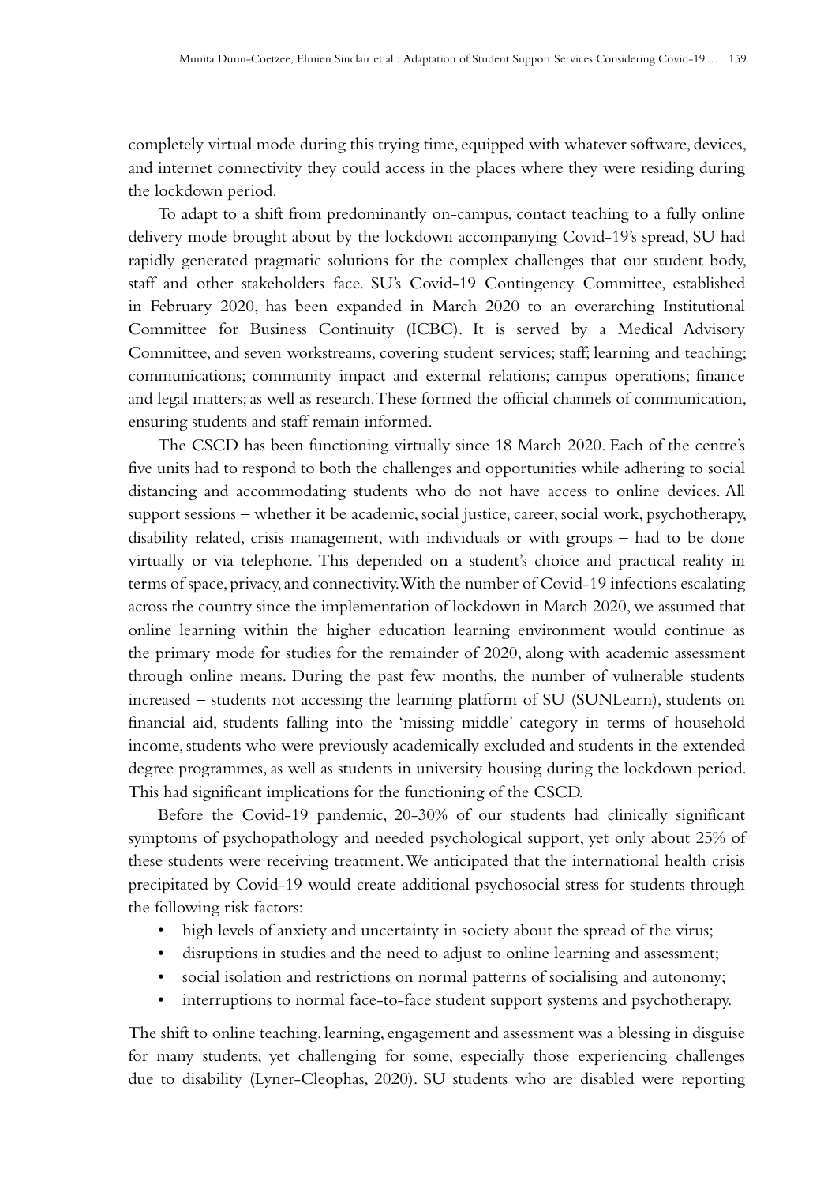completely virtual mode during this trying time, equipped with whatever software, devices, and internet connectivity they could access in the places where they were residing during the lockdown period.

To adapt to a shift from predominantly on-campus, contact teaching to a fully online delivery mode brought about by the lockdown accompanying Covid-19's spread, SU had rapidly generated pragmatic solutions for the complex challenges that our student body, staff and other stakeholders face. SU's Covid-19 Contingency Committee, established in February 2020, has been expanded in March 2020 to an overarching Institutional Committee for Business Continuity (ICBC). It is served by a Medical Advisory Committee, and seven workstreams, covering student services; staff; learning and teaching; communications; community impact and external relations; campus operations; finance and legal matters; as well as research. These formed the official channels of communication, ensuring students and staff remain informed.

The CSCD has been functioning virtually since 18 March 2020. Each of the centre's five units had to respond to both the challenges and opportunities while adhering to social distancing and accommodating students who do not have access to online devices. All support sessions – whether it be academic, social justice, career, social work, psychotherapy, disability related, crisis management, with individuals or with groups – had to be done virtually or via telephone. This depended on a student's choice and practical reality in terms of space, privacy, and connectivity. With the number of Covid-19 infections escalating across the country since the implementation of lockdown in March 2020, we assumed that online learning within the higher education learning environment would continue as the primary mode for studies for the remainder of 2020, along with academic assessment through online means. During the past few months, the number of vulnerable students increased – students not accessing the learning platform of SU (SUNLearn), students on financial aid, students falling into the 'missing middle' category in terms of household income, students who were previously academically excluded and students in the extended degree programmes, as well as students in university housing during the lockdown period. This had significant implications for the functioning of the CSCD.

Before the Covid-19 pandemic, 20-30% of our students had clinically significant symptoms of psychopathology and needed psychological support, yet only about 25% of these students were receiving treatment. We anticipated that the international health crisis precipitated by Covid-19 would create additional psychosocial stress for students through the following risk factors:

- high levels of anxiety and uncertainty in society about the spread of the virus;
- disruptions in studies and the need to adjust to online learning and assessment;
- social isolation and restrictions on normal patterns of socialising and autonomy;
- interruptions to normal face-to-face student support systems and psychotherapy.

The shift to online teaching, learning, engagement and assessment was a blessing in disguise for many students, yet challenging for some, especially those experiencing challenges due to disability (Lyner-Cleophas, 2020). SU students who are disabled were reporting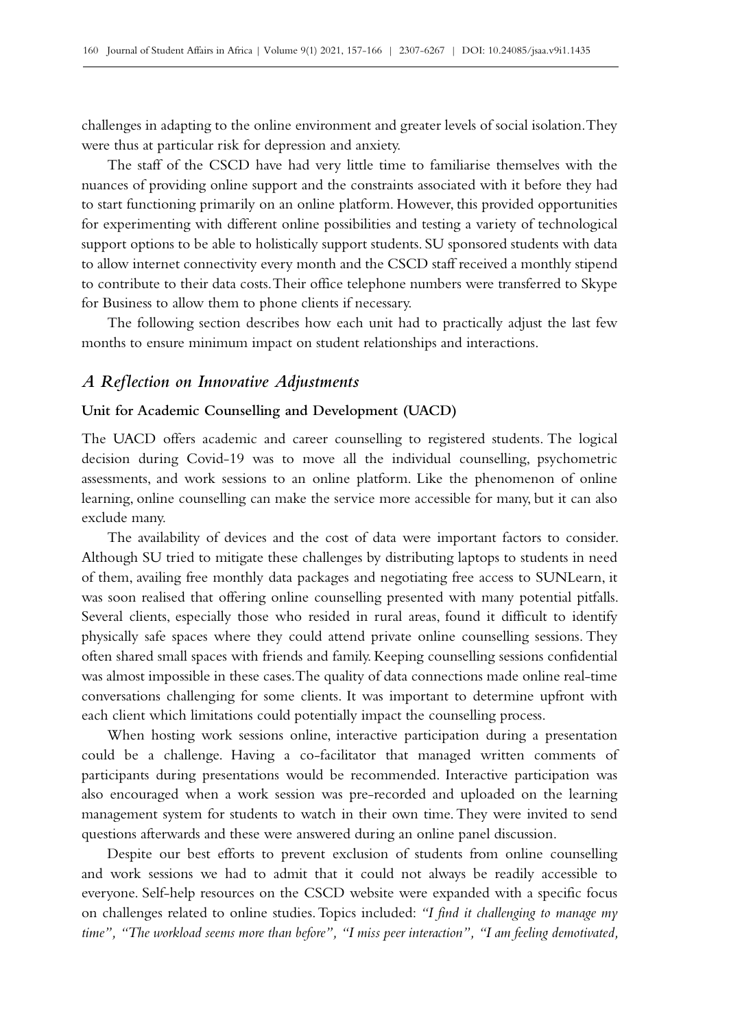challenges in adapting to the online environment and greater levels of social isolation. They were thus at particular risk for depression and anxiety.

The staff of the CSCD have had very little time to familiarise themselves with the nuances of providing online support and the constraints associated with it before they had to start functioning primarily on an online platform. However, this provided opportunities for experimenting with different online possibilities and testing a variety of technological support options to be able to holistically support students. SU sponsored students with data to allow internet connectivity every month and the CSCD staff received a monthly stipend to contribute to their data costs. Their office telephone numbers were transferred to Skype for Business to allow them to phone clients if necessary.

The following section describes how each unit had to practically adjust the last few months to ensure minimum impact on student relationships and interactions.

## *A Reflection on Innovative Adjustments*

### Unit for Academic Counselling and Development (UACD)

The UACD offers academic and career counselling to registered students. The logical decision during Covid-19 was to move all the individual counselling, psychometric assessments, and work sessions to an online platform. Like the phenomenon of online learning, online counselling can make the service more accessible for many, but it can also exclude many.

The availability of devices and the cost of data were important factors to consider. Although SU tried to mitigate these challenges by distributing laptops to students in need of them, availing free monthly data packages and negotiating free access to SUNLearn, it was soon realised that offering online counselling presented with many potential pitfalls. Several clients, especially those who resided in rural areas, found it difficult to identify physically safe spaces where they could attend private online counselling sessions. They often shared small spaces with friends and family. Keeping counselling sessions confidential was almost impossible in these cases. The quality of data connections made online real-time conversations challenging for some clients. It was important to determine upfront with each client which limitations could potentially impact the counselling process.

When hosting work sessions online, interactive participation during a presentation could be a challenge. Having a co-facilitator that managed written comments of participants during presentations would be recommended. Interactive participation was also encouraged when a work session was pre-recorded and uploaded on the learning management system for students to watch in their own time. They were invited to send questions afterwards and these were answered during an online panel discussion.

Despite our best efforts to prevent exclusion of students from online counselling and work sessions we had to admit that it could not always be readily accessible to everyone. Self-help resources on the CSCD website were expanded with a specific focus on challenges related to online studies. Topics included: *"I find it challenging to manage my time", "The workload seems more than before", "I miss peer interaction", "I am feeling demotivated,*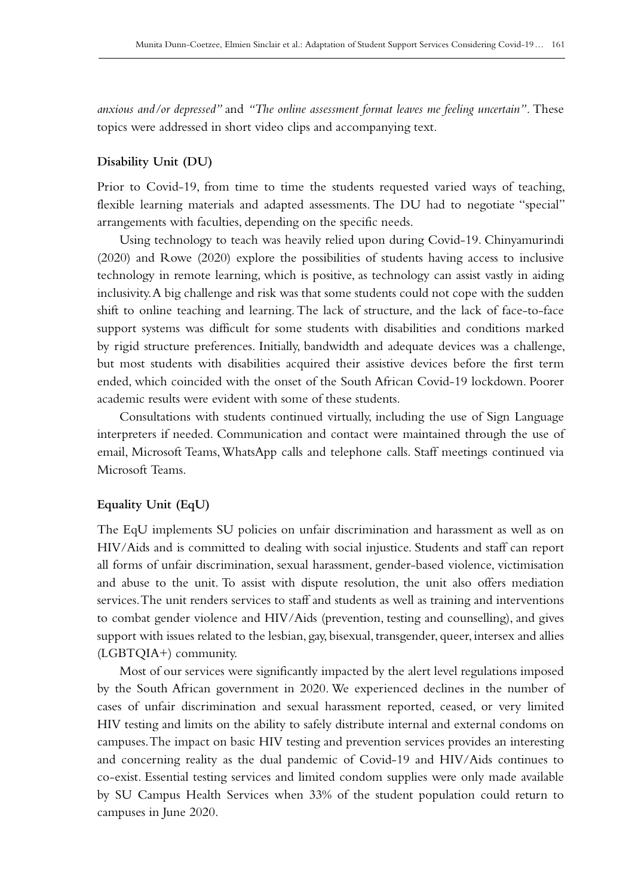*anxious and/or depressed"* and *"The online assessment format leaves me feeling uncertain"*. These topics were addressed in short video clips and accompanying text.

**Disability Unit (DU)**

Prior to Covid-19, from time to time the students requested varied ways of teaching, flexible learning materials and adapted assessments. The DU had to negotiate "special" arrangements with faculties, depending on the specific needs.

Using technology to teach was heavily relied upon during Covid-19. Chinyamurindi (2020) and Rowe (2020) explore the possibilities of students having access to inclusive technology in remote learning, which is positive, as technology can assist vastly in aiding inclusivity. A big challenge and risk was that some students could not cope with the sudden shift to online teaching and learning. The lack of structure, and the lack of face-to-face support systems was difficult for some students with disabilities and conditions marked by rigid structure preferences. Initially, bandwidth and adequate devices was a challenge, but most students with disabilities acquired their assistive devices before the first term ended, which coincided with the onset of the South African Covid-19 lockdown. Poorer academic results were evident with some of these students.

Consultations with students continued virtually, including the use of Sign Language interpreters if needed. Communication and contact were maintained through the use of email, Microsoft Teams, WhatsApp calls and telephone calls. Staff meetings continued via Microsoft Teams.

**Equality Unit (EqU)**

The EqU implements SU policies on unfair discrimination and harassment as well as on HIV/Aids and is committed to dealing with social injustice. Students and staff can report all forms of unfair discrimination, sexual harassment, gender-based violence, victimisation and abuse to the unit. To assist with dispute resolution, the unit also offers mediation services. The unit renders services to staff and students as well as training and interventions to combat gender violence and HIV/Aids (prevention, testing and counselling), and gives support with issues related to the lesbian, gay, bisexual, transgender, queer, intersex and allies (LGBTQIA+) community.

Most of our services were significantly impacted by the alert level regulations imposed by the South African government in 2020. We experienced declines in the number of cases of unfair discrimination and sexual harassment reported, ceased, or very limited HIV testing and limits on the ability to safely distribute internal and external condoms on campuses. The impact on basic HIV testing and prevention services provides an interesting and concerning reality as the dual pandemic of Covid-19 and HIV/Aids continues to co-exist. Essential testing services and limited condom supplies were only made available by SU Campus Health Services when 33% of the student population could return to campuses in June 2020.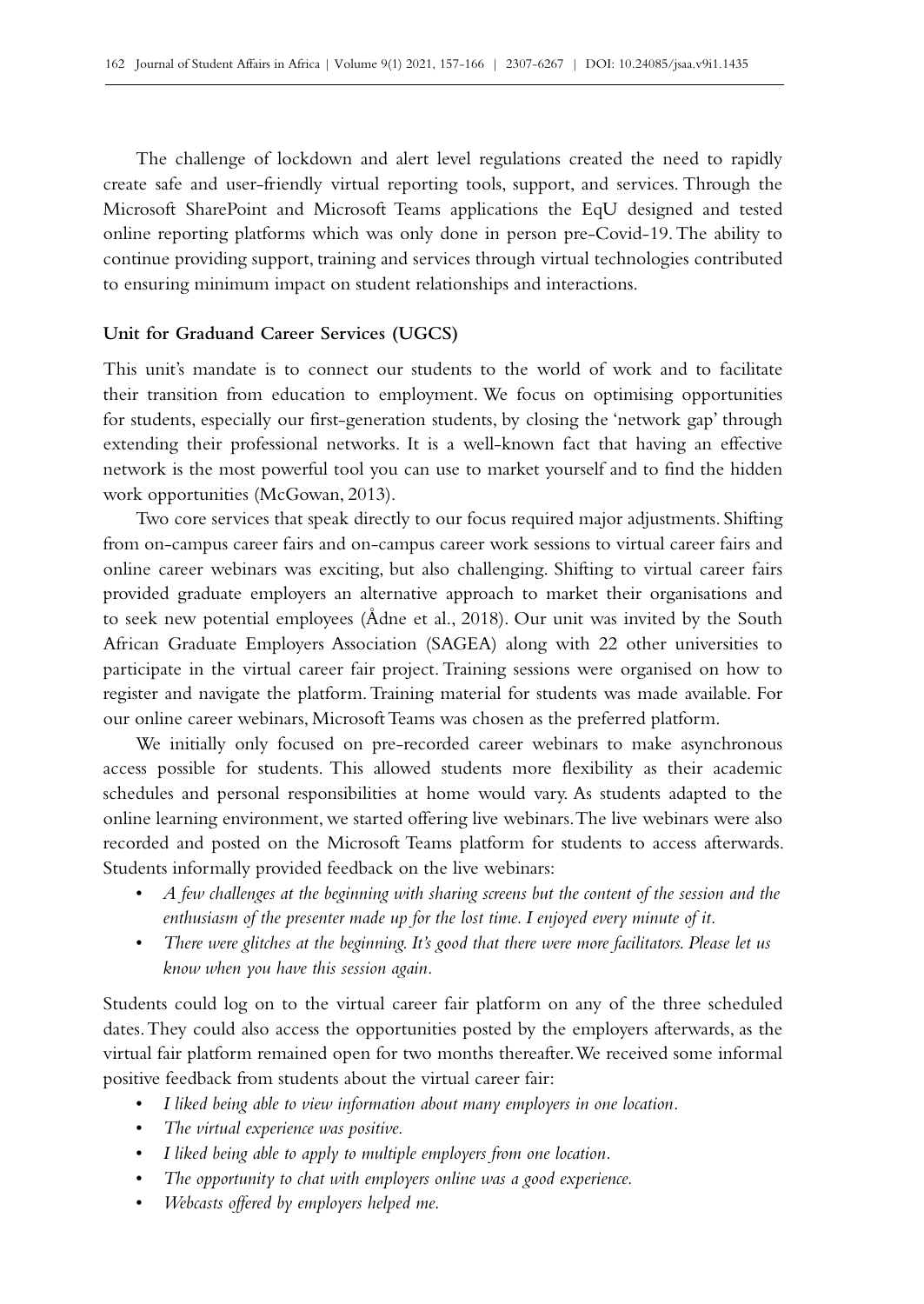The challenge of lockdown and alert level regulations created the need to rapidly create safe and user-friendly virtual reporting tools, support, and services. Through the Microsoft SharePoint and Microsoft Teams applications the EqU designed and tested online reporting platforms which was only done in person pre-Covid-19. The ability to continue providing support, training and services through virtual technologies contributed to ensuring minimum impact on student relationships and interactions.

### Unit for Graduand Career Services (UGCS)

This unit's mandate is to connect our students to the world of work and to facilitate their transition from education to employment. We focus on optimising opportunities for students, especially our first-generation students, by closing the 'network gap' through extending their professional networks. It is a well-known fact that having an effective network is the most powerful tool you can use to market yourself and to find the hidden work opportunities (McGowan, 2013).

Two core services that speak directly to our focus required major adjustments. Shifting from on-campus career fairs and on-campus career work sessions to virtual career fairs and online career webinars was exciting, but also challenging. Shifting to virtual career fairs provided graduate employers an alternative approach to market their organisations and to seek new potential employees (Ådne et al., 2018). Our unit was invited by the South African Graduate Employers Association (SAGEA) along with 22 other universities to participate in the virtual career fair project. Training sessions were organised on how to register and navigate the platform. Training material for students was made available. For our online career webinars, Microsoft Teams was chosen as the preferred platform.

We initially only focused on pre-recorded career webinars to make asynchronous access possible for students. This allowed students more flexibility as their academic schedules and personal responsibilities at home would vary. As students adapted to the online learning environment, we started offering live webinars. The live webinars were also recorded and posted on the Microsoft Teams platform for students to access afterwards. Students informally provided feedback on the live webinars:

- *A few challenges at the beginning with sharing screens but the content of the session and the enthusiasm of the presenter made up for the lost time. I enjoyed every minute of it.*
- *There were glitches at the beginning. It's good that there were more facilitators. Please let us know when you have this session again.*

Students could log on to the virtual career fair platform on any of the three scheduled dates. They could also access the opportunities posted by the employers afterwards, as the virtual fair platform remained open for two months thereafter. We received some informal positive feedback from students about the virtual career fair:

- *I liked being able to view information about many employers in one location.*
- *The virtual experience was positive.*
- *I liked being able to apply to multiple employers from one location.*
- *The opportunity to chat with employers online was a good experience.*
- *Webcasts offered by employers helped me.*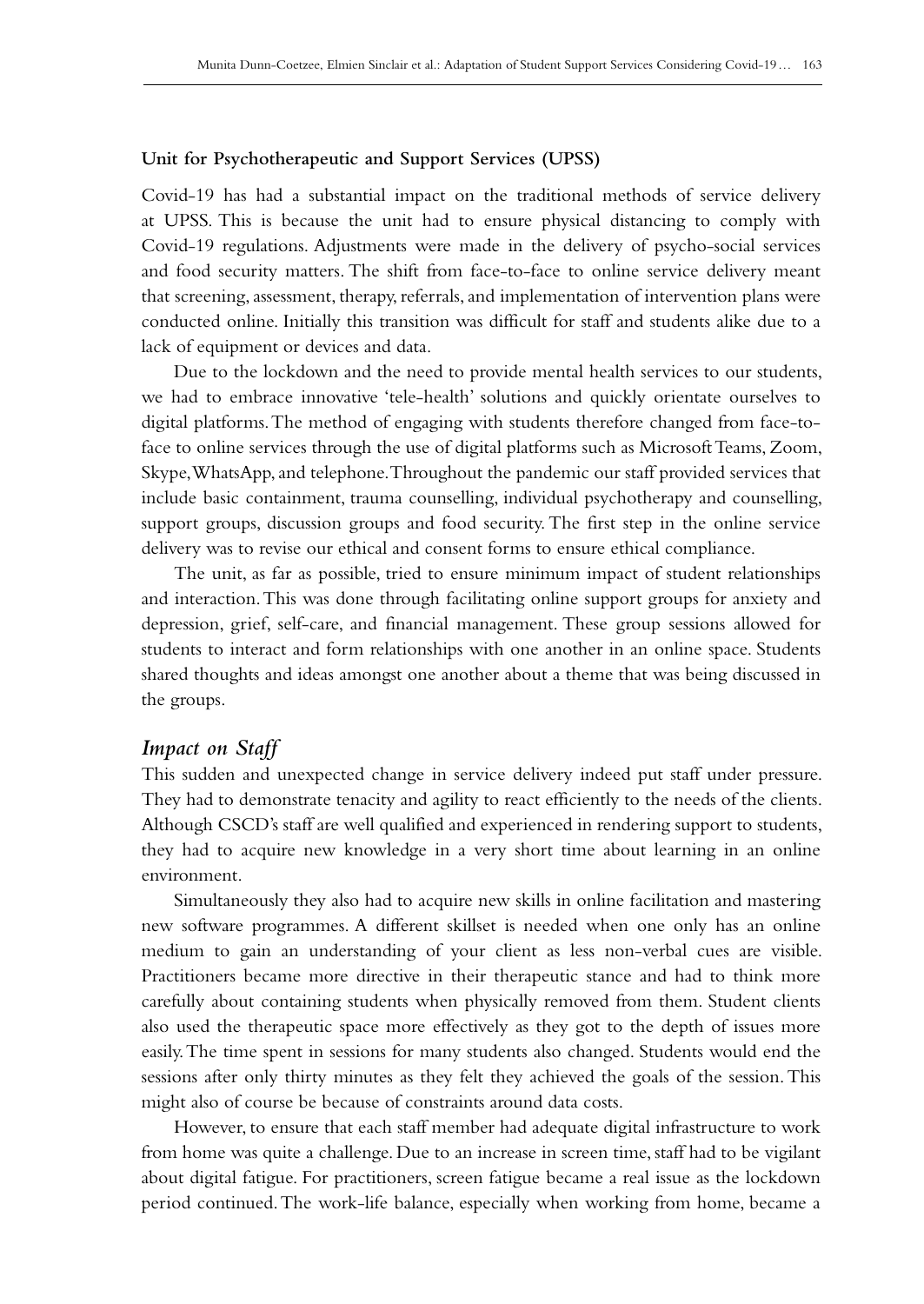**Unit for Psychotherapeutic and Support Services (UPSS)**

Covid-19 has had a substantial impact on the traditional methods of service delivery at UPSS. This is because the unit had to ensure physical distancing to comply with Covid-19 regulations. Adjustments were made in the delivery of psycho-social services and food security matters. The shift from face-to-face to online service delivery meant that screening, assessment, therapy, referrals, and implementation of intervention plans were conducted online. Initially this transition was difficult for staff and students alike due to a lack of equipment or devices and data.

Due to the lockdown and the need to provide mental health services to our students, we had to embrace innovative 'tele-health' solutions and quickly orientate ourselves to digital platforms. The method of engaging with students therefore changed from face-to-face to online services through the use of digital platforms such as Microsoft Teams, Zoom, Skype, WhatsApp, and telephone. Throughout the pandemic our staff provided services that include basic containment, trauma counselling, individual psychotherapy and counselling, support groups, discussion groups and food security. The first step in the online service delivery was to revise our ethical and consent forms to ensure ethical compliance.

The unit, as far as possible, tried to ensure minimum impact of student relationships and interaction. This was done through facilitating online support groups for anxiety and depression, grief, self-care, and financial management. These group sessions allowed for students to interact and form relationships with one another in an online space. Students shared thoughts and ideas amongst one another about a theme that was being discussed in the groups.

## *Impact on Staff*

This sudden and unexpected change in service delivery indeed put staff under pressure. They had to demonstrate tenacity and agility to react efficiently to the needs of the clients. Although CSCD's staff are well qualified and experienced in rendering support to students, they had to acquire new knowledge in a very short time about learning in an online environment.

Simultaneously they also had to acquire new skills in online facilitation and mastering new software programmes. A different skillset is needed when one only has an online medium to gain an understanding of your client as less non-verbal cues are visible. Practitioners became more directive in their therapeutic stance and had to think more carefully about containing students when physically removed from them. Student clients also used the therapeutic space more effectively as they got to the depth of issues more easily. The time spent in sessions for many students also changed. Students would end the sessions after only thirty minutes as they felt they achieved the goals of the session. This might also of course be because of constraints around data costs.

However, to ensure that each staff member had adequate digital infrastructure to work from home was quite a challenge. Due to an increase in screen time, staff had to be vigilant about digital fatigue. For practitioners, screen fatigue became a real issue as the lockdown period continued. The work-life balance, especially when working from home, became a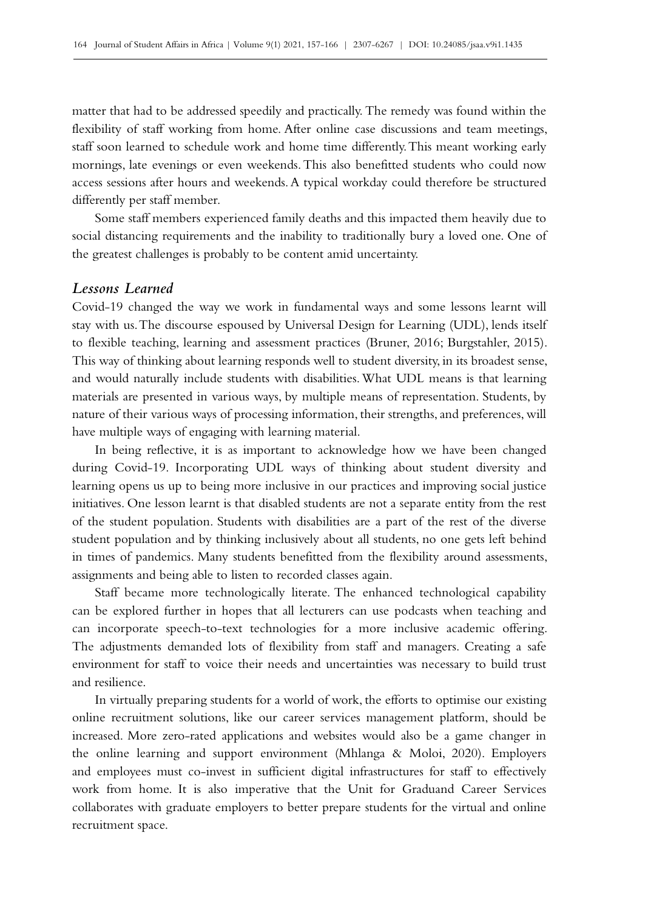matter that had to be addressed speedily and practically. The remedy was found within the flexibility of staff working from home. After online case discussions and team meetings, staff soon learned to schedule work and home time differently. This meant working early mornings, late evenings or even weekends. This also benefitted students who could now access sessions after hours and weekends. A typical workday could therefore be structured differently per staff member.

Some staff members experienced family deaths and this impacted them heavily due to social distancing requirements and the inability to traditionally bury a loved one. One of the greatest challenges is probably to be content amid uncertainty.

### *Lessons Learned*

Covid-19 changed the way we work in fundamental ways and some lessons learnt will stay with us. The discourse espoused by Universal Design for Learning (UDL), lends itself to flexible teaching, learning and assessment practices (Bruner, 2016; Burgstahler, 2015). This way of thinking about learning responds well to student diversity, in its broadest sense, and would naturally include students with disabilities. What UDL means is that learning materials are presented in various ways, by multiple means of representation. Students, by nature of their various ways of processing information, their strengths, and preferences, will have multiple ways of engaging with learning material.

In being reflective, it is as important to acknowledge how we have been changed during Covid-19. Incorporating UDL ways of thinking about student diversity and learning opens us up to being more inclusive in our practices and improving social justice initiatives. One lesson learnt is that disabled students are not a separate entity from the rest of the student population. Students with disabilities are a part of the rest of the diverse student population and by thinking inclusively about all students, no one gets left behind in times of pandemics. Many students benefitted from the flexibility around assessments, assignments and being able to listen to recorded classes again.

Staff became more technologically literate. The enhanced technological capability can be explored further in hopes that all lecturers can use podcasts when teaching and can incorporate speech-to-text technologies for a more inclusive academic offering. The adjustments demanded lots of flexibility from staff and managers. Creating a safe environment for staff to voice their needs and uncertainties was necessary to build trust and resilience.

In virtually preparing students for a world of work, the efforts to optimise our existing online recruitment solutions, like our career services management platform, should be increased. More zero-rated applications and websites would also be a game changer in the online learning and support environment (Mhlanga & Moloi, 2020). Employers and employees must co-invest in sufficient digital infrastructures for staff to effectively work from home. It is also imperative that the Unit for Graduand Career Services collaborates with graduate employers to better prepare students for the virtual and online recruitment space.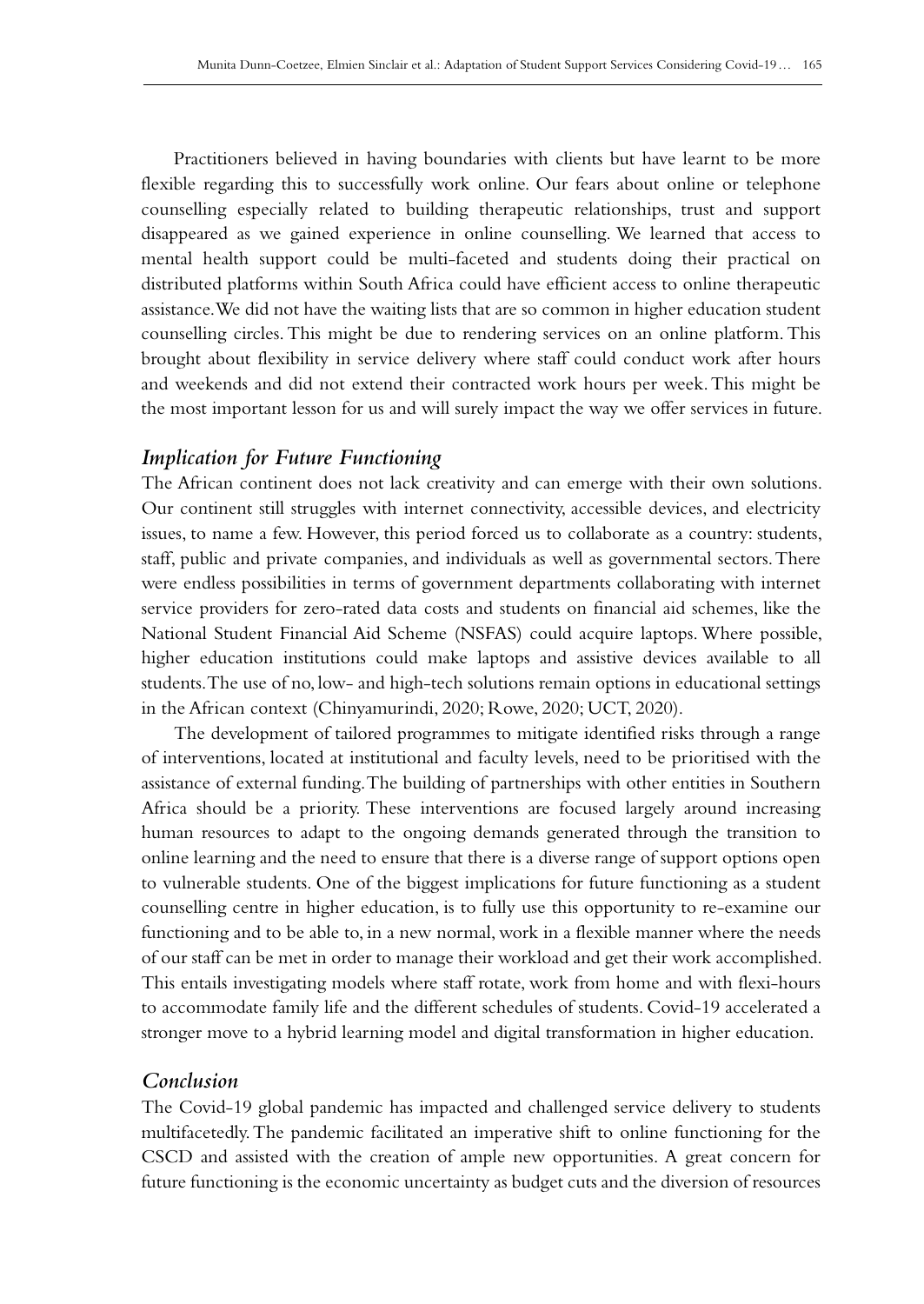Practitioners believed in having boundaries with clients but have learnt to be more flexible regarding this to successfully work online. Our fears about online or telephone counselling especially related to building therapeutic relationships, trust and support disappeared as we gained experience in online counselling. We learned that access to mental health support could be multi-faceted and students doing their practical on distributed platforms within South Africa could have efficient access to online therapeutic assistance. We did not have the waiting lists that are so common in higher education student counselling circles. This might be due to rendering services on an online platform. This brought about flexibility in service delivery where staff could conduct work after hours and weekends and did not extend their contracted work hours per week. This might be the most important lesson for us and will surely impact the way we offer services in future.

### *Implication for Future Functioning*

The African continent does not lack creativity and can emerge with their own solutions. Our continent still struggles with internet connectivity, accessible devices, and electricity issues, to name a few. However, this period forced us to collaborate as a country: students, staff, public and private companies, and individuals as well as governmental sectors. There were endless possibilities in terms of government departments collaborating with internet service providers for zero-rated data costs and students on financial aid schemes, like the National Student Financial Aid Scheme (NSFAS) could acquire laptops. Where possible, higher education institutions could make laptops and assistive devices available to all students. The use of no, low- and high-tech solutions remain options in educational settings in the African context (Chinyamurindi, 2020; Rowe, 2020; UCT, 2020).

The development of tailored programmes to mitigate identified risks through a range of interventions, located at institutional and faculty levels, need to be prioritised with the assistance of external funding. The building of partnerships with other entities in Southern Africa should be a priority. These interventions are focused largely around increasing human resources to adapt to the ongoing demands generated through the transition to online learning and the need to ensure that there is a diverse range of support options open to vulnerable students. One of the biggest implications for future functioning as a student counselling centre in higher education, is to fully use this opportunity to re-examine our functioning and to be able to, in a new normal, work in a flexible manner where the needs of our staff can be met in order to manage their workload and get their work accomplished. This entails investigating models where staff rotate, work from home and with flexi-hours to accommodate family life and the different schedules of students. Covid-19 accelerated a stronger move to a hybrid learning model and digital transformation in higher education.

### *Conclusion*

The Covid-19 global pandemic has impacted and challenged service delivery to students multifacetedly. The pandemic facilitated an imperative shift to online functioning for the CSCD and assisted with the creation of ample new opportunities. A great concern for future functioning is the economic uncertainty as budget cuts and the diversion of resources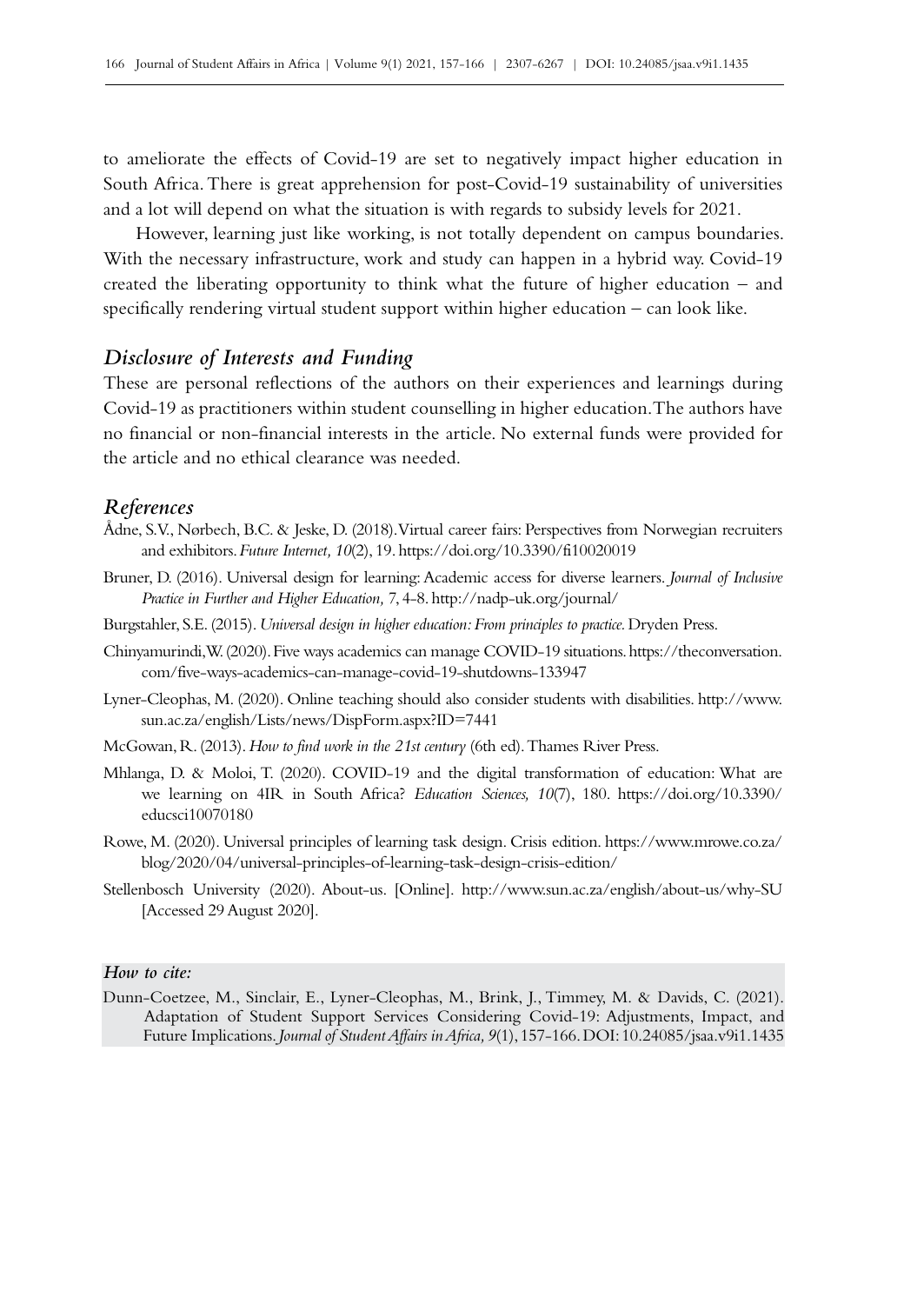to ameliorate the effects of Covid-19 are set to negatively impact higher education in South Africa. There is great apprehension for post-Covid-19 sustainability of universities and a lot will depend on what the situation is with regards to subsidy levels for 2021.

However, learning just like working, is not totally dependent on campus boundaries. With the necessary infrastructure, work and study can happen in a hybrid way. Covid-19 created the liberating opportunity to think what the future of higher education – and specifically rendering virtual student support within higher education – can look like.

## *Disclosure of Interests and Funding*

These are personal reflections of the authors on their experiences and learnings during Covid-19 as practitioners within student counselling in higher education. The authors have no financial or non-financial interests in the article. No external funds were provided for the article and no ethical clearance was needed.

## *References*

Ådne, S.V., Nørbech, B.C. & Jeske, D. (2018). Virtual career fairs: Perspectives from Norwegian recruiters and exhibitors. *Future Internet, 10*(2), 19. https://doi.org/10.3390/fi10020019

Bruner, D. (2016). Universal design for learning: Academic access for diverse learners. *Journal of Inclusive Practice in Further and Higher Education,* 7, 4–8. http://nadp-uk.org/journal/

Burgstahler, S.E. (2015). *Universal design in higher education: From principles to practice.* Dryden Press.

Chinyamurindi, W. (2020). Five ways academics can manage COVID-19 situations. https://theconversation.com/five-ways-academics-can-manage-covid-19-shutdowns-133947

Lyner-Cleophas, M. (2020). Online teaching should also consider students with disabilities. http://www.sun.ac.za/english/Lists/news/DispForm.aspx?ID=7441

McGowan, R. (2013). *How to find work in the 21st century* (6th ed). Thames River Press.

Mhlanga, D. & Moloi, T. (2020). COVID-19 and the digital transformation of education: What are we learning on 4IR in South Africa? *Education Sciences, 10*(7), 180. https://doi.org/10.3390/educsci10070180

Rowe, M. (2020). Universal principles of learning task design. Crisis edition. https://www.mrowe.co.za/blog/2020/04/universal-principles-of-learning-task-design-crisis-edition/

Stellenbosch University (2020). About-us. [Online]. http://www.sun.ac.za/english/about-us/why-SU [Accessed 29 August 2020].

### *How to cite:*

Dunn-Coetzee, M., Sinclair, E., Lyner-Cleophas, M., Brink, J., Timmey, M. & Davids, C. (2021). Adaptation of Student Support Services Considering Covid-19: Adjustments, Impact, and Future Implications. *Journal of Student Affairs in Africa, 9*(1), 157-166. DOI: 10.24085/jsaa.v9i1.1435